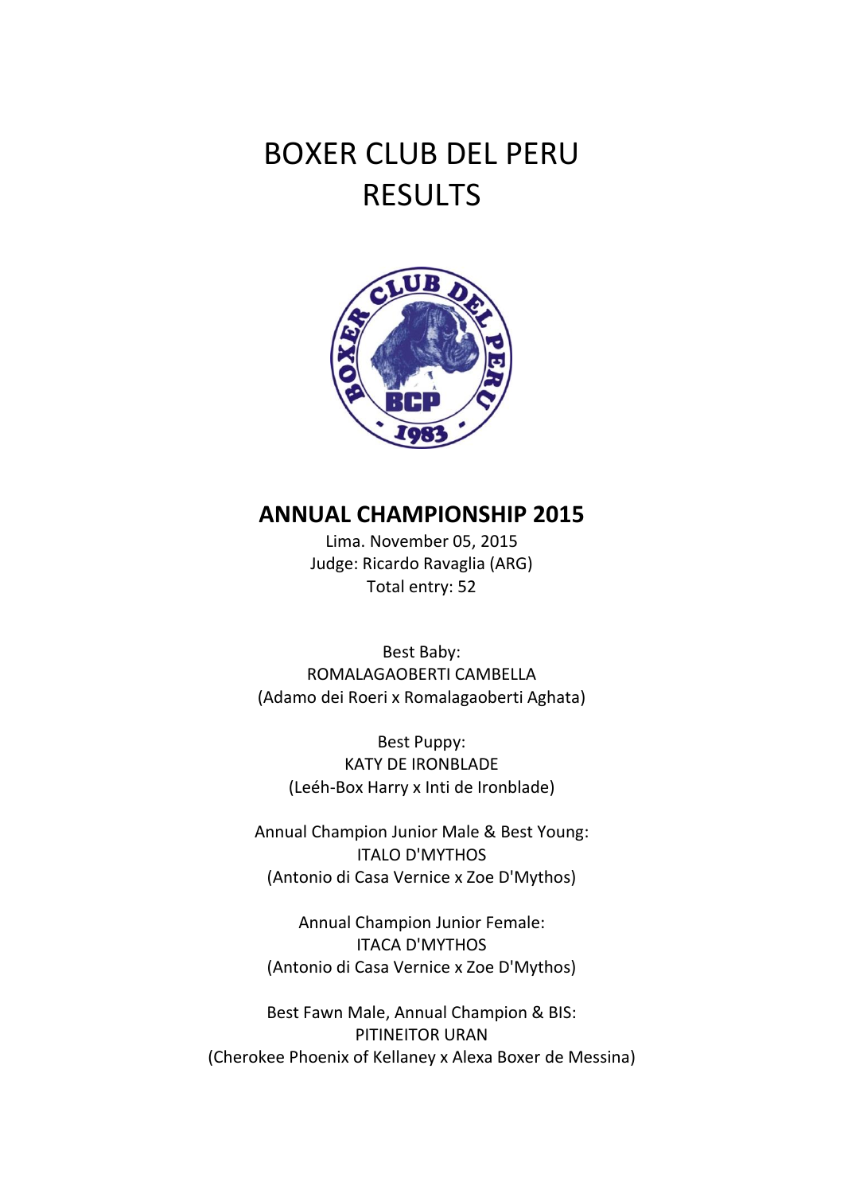# BOXER CLUB DEL PERU
# RESULTS

## ANNUAL CHAMPIONSHIP 2015

Lima. November 05, 2015
Judge: Ricardo Ravaglia (ARG)
Total entry: 52

Best Baby:
ROMALAGAOBERTI CAMBELLA
(Adamo dei Roeri x Romalagaoberti Aghata)

Best Puppy:
KATY DE IRONBLADE
(Leéh-Box Harry x Inti de Ironblade)

Annual Champion Junior Male & Best Young:
ITALO D'MYTHOS
(Antonio di Casa Vernice x Zoe D'Mythos)

Annual Champion Junior Female:
ITACA D'MYTHOS
(Antonio di Casa Vernice x Zoe D'Mythos)

Best Fawn Male, Annual Champion & BIS:
PITINEITOR URAN
(Cherokee Phoenix of Kellaney x Alexa Boxer de Messina)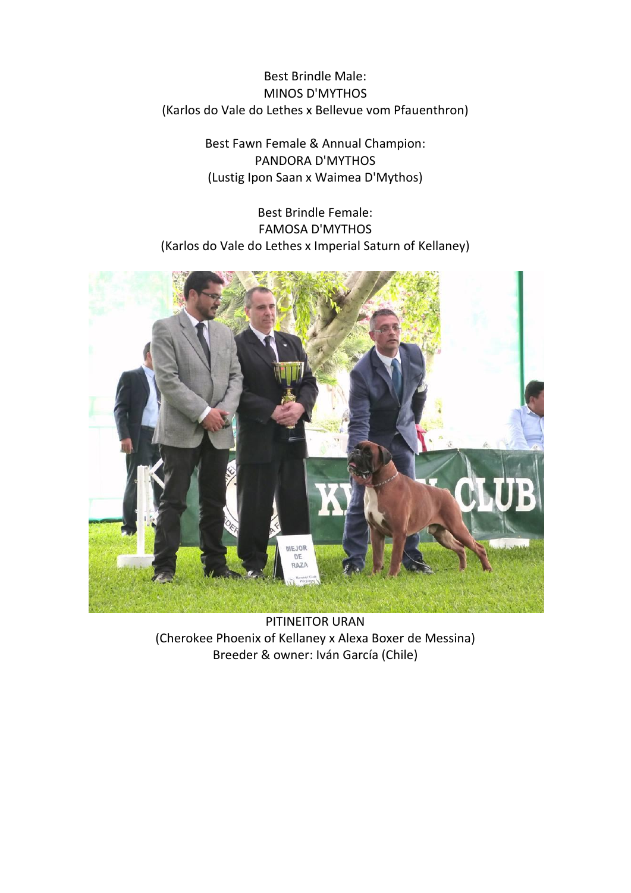Best Brindle Male:
MINOS D'MYTHOS
(Karlos do Vale do Lethes x Bellevue vom Pfauenthron)

Best Fawn Female & Annual Champion:
PANDORA D'MYTHOS
(Lustig Ipon Saan x Waimea D'Mythos)

Best Brindle Female:
FAMOSA D'MYTHOS
(Karlos do Vale do Lethes x Imperial Saturn of Kellaney)

PITINEITOR URAN
(Cherokee Phoenix of Kellaney x Alexa Boxer de Messina)
Breeder & owner: Iván García (Chile)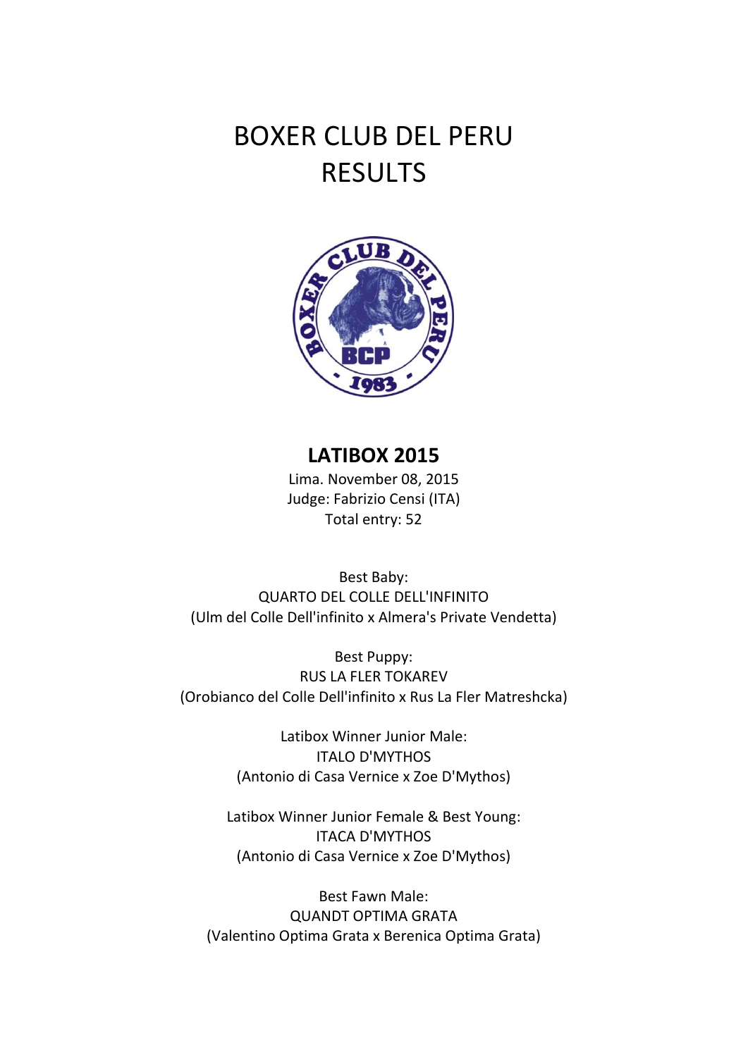# BOXER CLUB DEL PERU
# RESULTS

## LATIBOX 2015

Lima. November 08, 2015
Judge: Fabrizio Censi (ITA)
Total entry: 52

Best Baby:
QUARTO DEL COLLE DELL'INFINITO
(Ulm del Colle Dell'infinito x Almera's Private Vendetta)

Best Puppy:
RUS LA FLER TOKAREV
(Orobianco del Colle Dell'infinito x Rus La Fler Matreshcka)

Latibox Winner Junior Male:
ITALO D'MYTHOS
(Antonio di Casa Vernice x Zoe D'Mythos)

Latibox Winner Junior Female & Best Young:
ITACA D'MYTHOS
(Antonio di Casa Vernice x Zoe D'Mythos)

Best Fawn Male:
QUANDT OPTIMA GRATA
(Valentino Optima Grata x Berenica Optima Grata)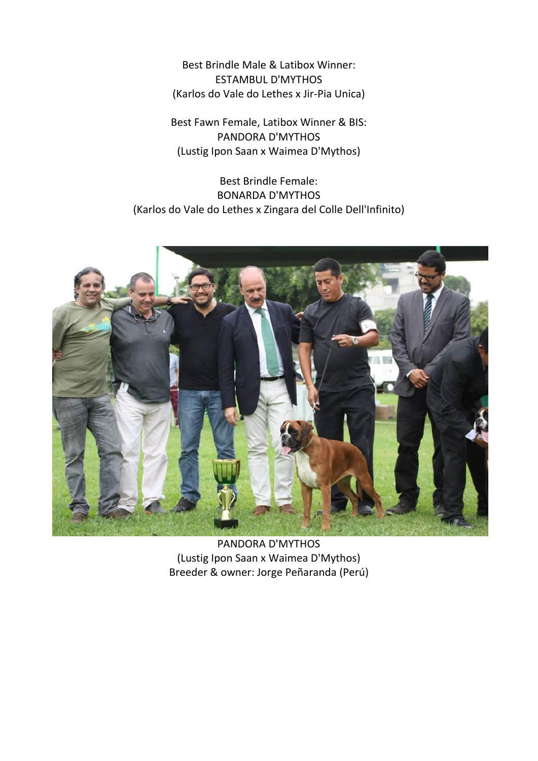Best Brindle Male & Latibox Winner:
ESTAMBUL D'MYTHOS
(Karlos do Vale do Lethes x Jir-Pia Unica)

Best Fawn Female, Latibox Winner & BIS:
PANDORA D'MYTHOS
(Lustig Ipon Saan x Waimea D'Mythos)

Best Brindle Female:
BONARDA D'MYTHOS
(Karlos do Vale do Lethes x Zingara del Colle Dell'Infinito)

PANDORA D'MYTHOS
(Lustig Ipon Saan x Waimea D'Mythos)
Breeder & owner: Jorge Peñaranda (Perú)